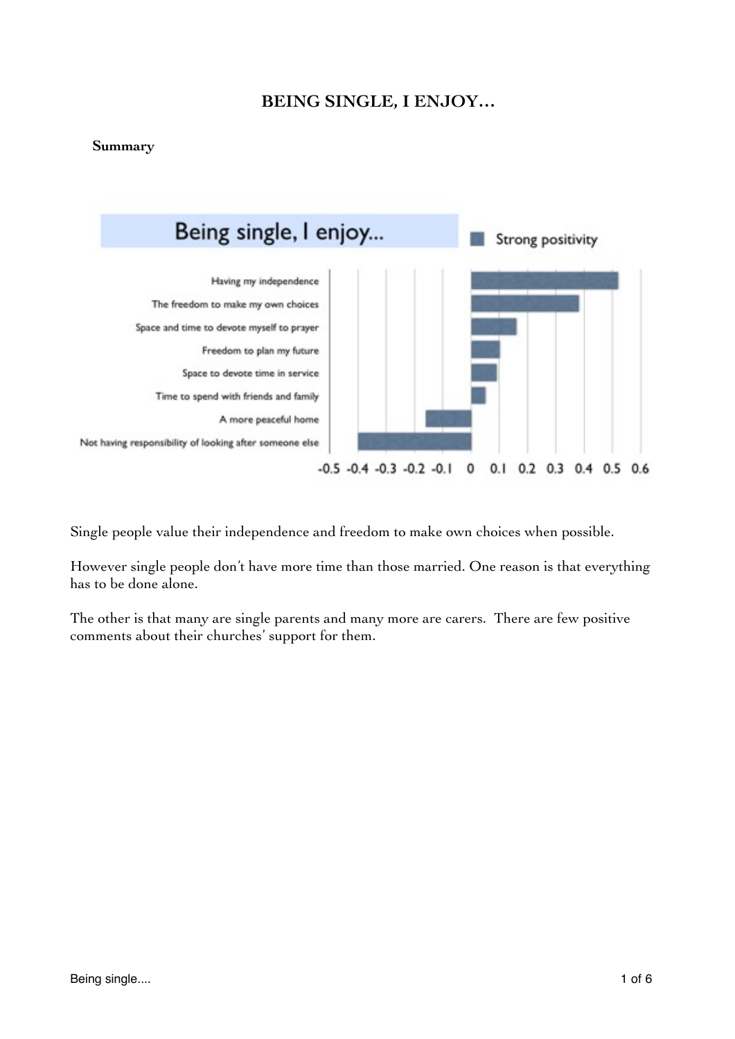# BEING SINGLE, I ENJOY…

**Summary**

**Being single, I enjoy...**

Strong positivity

- Having my independence
- The freedom to make my own choices
- Space and time to devote myself to prayer
- Freedom to plan my future
- Space to devote time in service
- Time to spend with friends and family
- A more peaceful home
- Not having responsibility of looking after someone else

-0.5 -0.4 -0.3 -0.2 -0.1 0 0.1 0.2 0.3 0.4 0.5 0.6

Single people value their independence and freedom to make own choices when possible.

However single people don't have more time than those married. One reason is that everything has to be done alone.

The other is that many are single parents and many more are carers. There are few positive comments about their churches' support for them.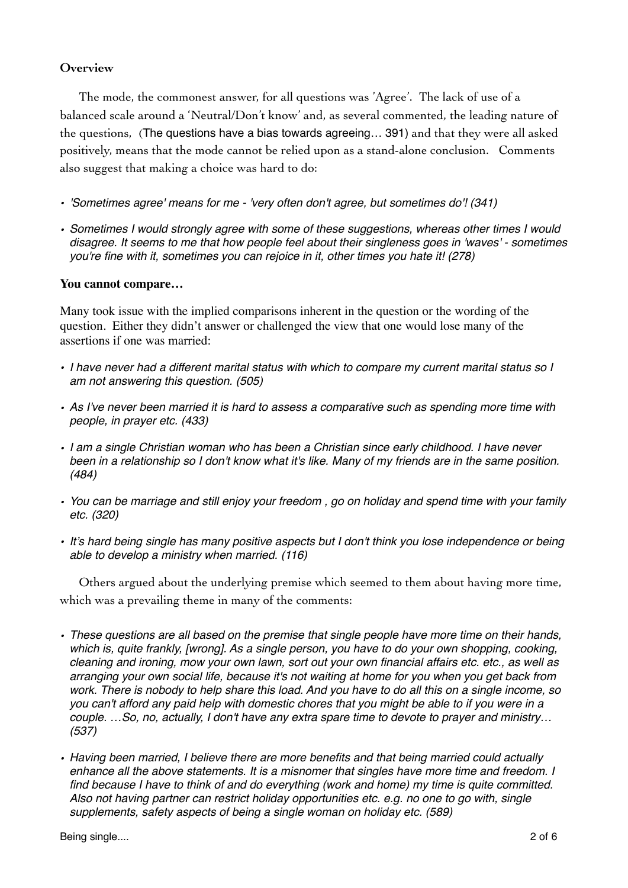**Overview**

The mode, the commonest answer, for all questions was 'Agree'. The lack of use of a balanced scale around a 'Neutral/Don't know' and, as several commented, the leading nature of the questions, (The questions have a bias towards agreeing… 391) and that they were all asked positively, means that the mode cannot be relied upon as a stand-alone conclusion. Comments also suggest that making a choice was hard to do:

- *'Sometimes agree' means for me - 'very often don't agree, but sometimes do'! (341)*
- *Sometimes I would strongly agree with some of these suggestions, whereas other times I would disagree. It seems to me that how people feel about their singleness goes in 'waves' - sometimes you're fine with it, sometimes you can rejoice in it, other times you hate it! (278)*

**You cannot compare…**

Many took issue with the implied comparisons inherent in the question or the wording of the question. Either they didn't answer or challenged the view that one would lose many of the assertions if one was married:

- *I have never had a different marital status with which to compare my current marital status so I am not answering this question. (505)*
- *As I've never been married it is hard to assess a comparative such as spending more time with people, in prayer etc. (433)*
- *I am a single Christian woman who has been a Christian since early childhood. I have never been in a relationship so I don't know what it's like. Many of my friends are in the same position. (484)*
- *You can be marriage and still enjoy your freedom , go on holiday and spend time with your family etc. (320)*
- *It's hard being single has many positive aspects but I don't think you lose independence or being able to develop a ministry when married. (116)*

Others argued about the underlying premise which seemed to them about having more time, which was a prevailing theme in many of the comments:

- *These questions are all based on the premise that single people have more time on their hands, which is, quite frankly, [wrong]. As a single person, you have to do your own shopping, cooking, cleaning and ironing, mow your own lawn, sort out your own financial affairs etc. etc., as well as arranging your own social life, because it's not waiting at home for you when you get back from work. There is nobody to help share this load. And you have to do all this on a single income, so you can't afford any paid help with domestic chores that you might be able to if you were in a couple. …So, no, actually, I don't have any extra spare time to devote to prayer and ministry… (537)*
- *Having been married, I believe there are more benefits and that being married could actually enhance all the above statements. It is a misnomer that singles have more time and freedom. I find because I have to think of and do everything (work and home) my time is quite committed. Also not having partner can restrict holiday opportunities etc. e.g. no one to go with, single supplements, safety aspects of being a single woman on holiday etc. (589)*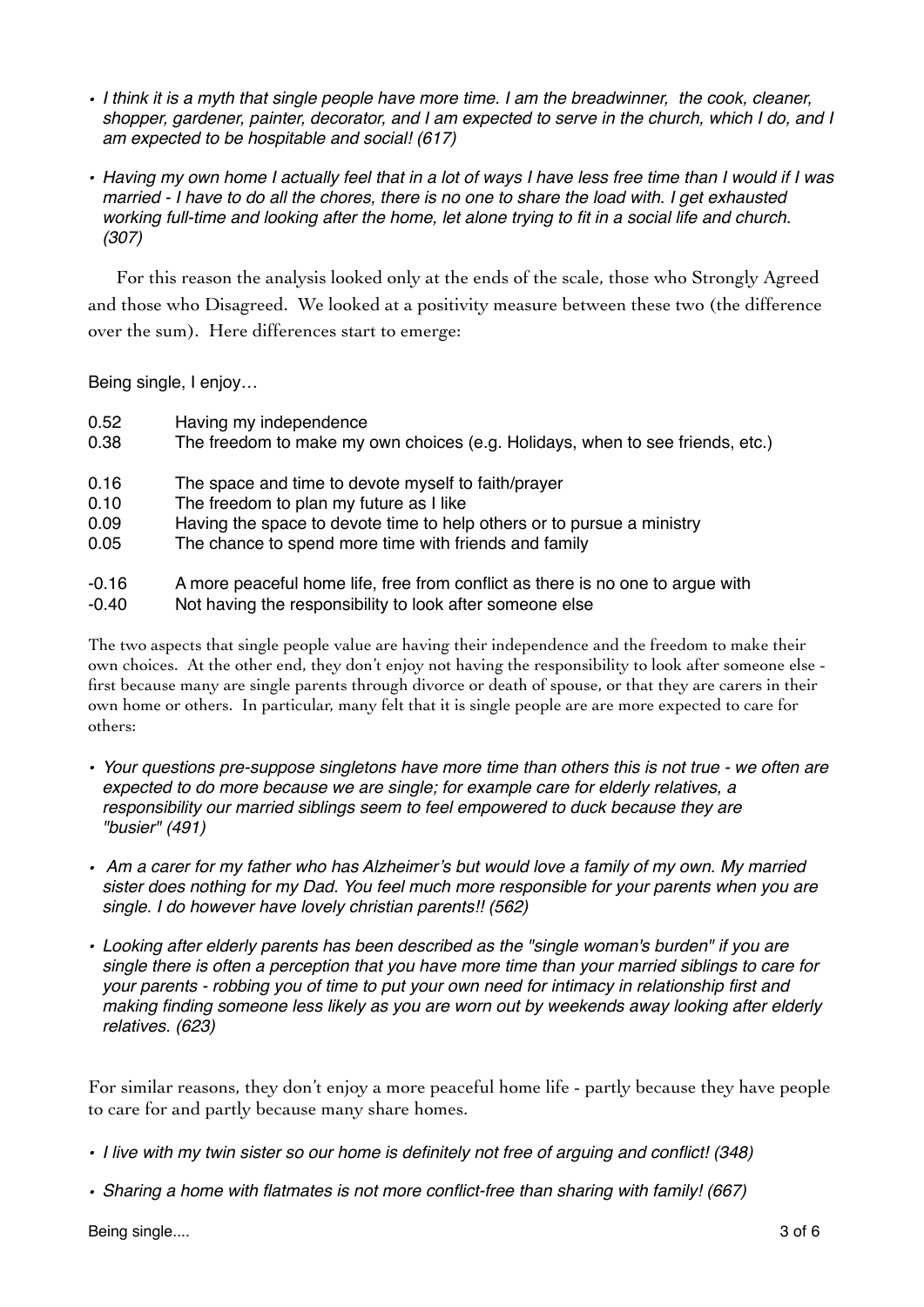- *I think it is a myth that single people have more time. I am the breadwinner, the cook, cleaner, shopper, gardener, painter, decorator, and I am expected to serve in the church, which I do, and I am expected to be hospitable and social! (617)*

- *Having my own home I actually feel that in a lot of ways I have less free time than I would if I was married - I have to do all the chores, there is no one to share the load with. I get exhausted working full-time and looking after the home, let alone trying to fit in a social life and church. (307)*

For this reason the analysis looked only at the ends of the scale, those who Strongly Agreed and those who Disagreed. We looked at a positivity measure between these two (the difference over the sum). Here differences start to emerge:

Being single, I enjoy…

| | |
|---|---|
| 0.52 | Having my independence |
| 0.38 | The freedom to make my own choices (e.g. Holidays, when to see friends, etc.) |
| 0.16 | The space and time to devote myself to faith/prayer |
| 0.10 | The freedom to plan my future as I like |
| 0.09 | Having the space to devote time to help others or to pursue a ministry |
| 0.05 | The chance to spend more time with friends and family |
| -0.16 | A more peaceful home life, free from conflict as there is no one to argue with |
| -0.40 | Not having the responsibility to look after someone else |

The two aspects that single people value are having their independence and the freedom to make their own choices. At the other end, they don't enjoy not having the responsibility to look after someone else - first because many are single parents through divorce or death of spouse, or that they are carers in their own home or others. In particular, many felt that it is single people are are more expected to care for others:

- *Your questions pre-suppose singletons have more time than others this is not true - we often are expected to do more because we are single; for example care for elderly relatives, a responsibility our married siblings seem to feel empowered to duck because they are "busier" (491)*

- *Am a carer for my father who has Alzheimer's but would love a family of my own. My married sister does nothing for my Dad. You feel much more responsible for your parents when you are single. I do however have lovely christian parents!! (562)*

- *Looking after elderly parents has been described as the "single woman's burden" if you are single there is often a perception that you have more time than your married siblings to care for your parents - robbing you of time to put your own need for intimacy in relationship first and making finding someone less likely as you are worn out by weekends away looking after elderly relatives. (623)*

For similar reasons, they don't enjoy a more peaceful home life - partly because they have people to care for and partly because many share homes.

- *I live with my twin sister so our home is definitely not free of arguing and conflict! (348)*

- *Sharing a home with flatmates is not more conflict-free than sharing with family! (667)*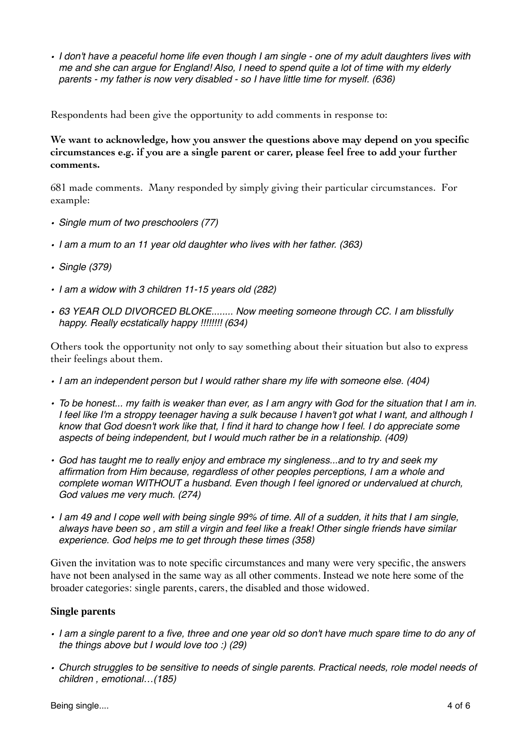- *I don't have a peaceful home life even though I am single - one of my adult daughters lives with me and she can argue for England! Also, I need to spend quite a lot of time with my elderly parents - my father is now very disabled - so I have little time for myself. (636)*

Respondents had been give the opportunity to add comments in response to:

**We want to acknowledge, how you answer the questions above may depend on you specific circumstances e.g. if you are a single parent or carer, please feel free to add your further comments.**

681 made comments. Many responded by simply giving their particular circumstances. For example:

- *Single mum of two preschoolers (77)*
- *I am a mum to an 11 year old daughter who lives with her father. (363)*
- *Single (379)*
- *I am a widow with 3 children 11-15 years old (282)*
- *63 YEAR OLD DIVORCED BLOKE........ Now meeting someone through CC. I am blissfully happy. Really ecstatically happy !!!!!!!! (634)*

Others took the opportunity not only to say something about their situation but also to express their feelings about them.

- *I am an independent person but I would rather share my life with someone else. (404)*
- *To be honest... my faith is weaker than ever, as I am angry with God for the situation that I am in. I feel like I'm a stroppy teenager having a sulk because I haven't got what I want, and although I know that God doesn't work like that, I find it hard to change how I feel. I do appreciate some aspects of being independent, but I would much rather be in a relationship. (409)*
- *God has taught me to really enjoy and embrace my singleness...and to try and seek my affirmation from Him because, regardless of other peoples perceptions, I am a whole and complete woman WITHOUT a husband. Even though I feel ignored or undervalued at church, God values me very much. (274)*
- *I am 49 and I cope well with being single 99% of time. All of a sudden, it hits that I am single, always have been so , am still a virgin and feel like a freak! Other single friends have similar experience. God helps me to get through these times (358)*

Given the invitation was to note specific circumstances and many were very specific, the answers have not been analysed in the same way as all other comments. Instead we note here some of the broader categories: single parents, carers, the disabled and those widowed.

### Single parents

- *I am a single parent to a five, three and one year old so don't have much spare time to do any of the things above but I would love too :) (29)*
- *Church struggles to be sensitive to needs of single parents. Practical needs, role model needs of children , emotional…(185)*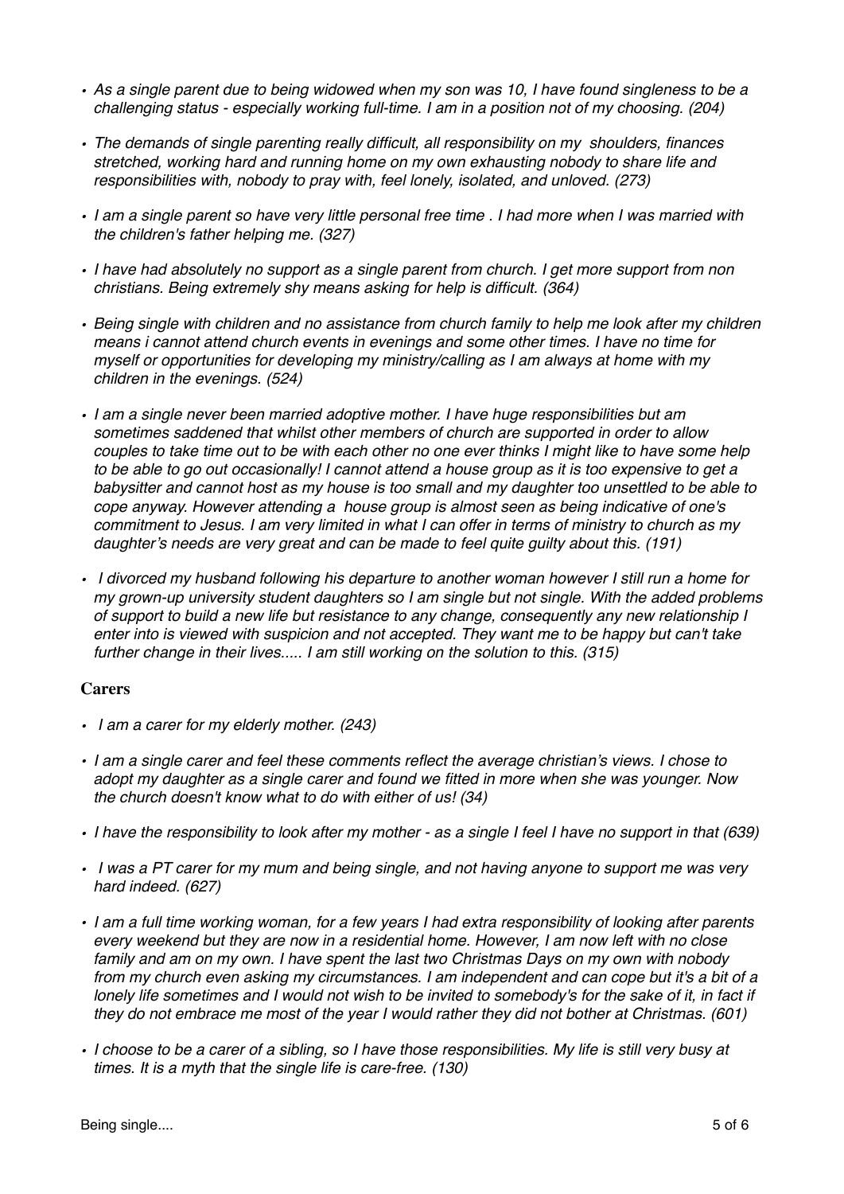- *As a single parent due to being widowed when my son was 10, I have found singleness to be a challenging status - especially working full-time. I am in a position not of my choosing. (204)*

- *The demands of single parenting really difficult, all responsibility on my shoulders, finances stretched, working hard and running home on my own exhausting nobody to share life and responsibilities with, nobody to pray with, feel lonely, isolated, and unloved. (273)*

- *I am a single parent so have very little personal free time . I had more when I was married with the children's father helping me. (327)*

- *I have had absolutely no support as a single parent from church. I get more support from non christians. Being extremely shy means asking for help is difficult. (364)*

- *Being single with children and no assistance from church family to help me look after my children means i cannot attend church events in evenings and some other times. I have no time for myself or opportunities for developing my ministry/calling as I am always at home with my children in the evenings. (524)*

- *I am a single never been married adoptive mother. I have huge responsibilities but am sometimes saddened that whilst other members of church are supported in order to allow couples to take time out to be with each other no one ever thinks I might like to have some help to be able to go out occasionally! I cannot attend a house group as it is too expensive to get a babysitter and cannot host as my house is too small and my daughter too unsettled to be able to cope anyway. However attending a house group is almost seen as being indicative of one's commitment to Jesus. I am very limited in what I can offer in terms of ministry to church as my daughter's needs are very great and can be made to feel quite guilty about this. (191)*

- *I divorced my husband following his departure to another woman however I still run a home for my grown-up university student daughters so I am single but not single. With the added problems of support to build a new life but resistance to any change, consequently any new relationship I enter into is viewed with suspicion and not accepted. They want me to be happy but can't take further change in their lives..... I am still working on the solution to this. (315)*

**Carers**

- *I am a carer for my elderly mother. (243)*

- *I am a single carer and feel these comments reflect the average christian's views. I chose to adopt my daughter as a single carer and found we fitted in more when she was younger. Now the church doesn't know what to do with either of us! (34)*

- *I have the responsibility to look after my mother - as a single I feel I have no support in that (639)*

- *I was a PT carer for my mum and being single, and not having anyone to support me was very hard indeed. (627)*

- *I am a full time working woman, for a few years I had extra responsibility of looking after parents every weekend but they are now in a residential home. However, I am now left with no close family and am on my own. I have spent the last two Christmas Days on my own with nobody from my church even asking my circumstances. I am independent and can cope but it's a bit of a lonely life sometimes and I would not wish to be invited to somebody's for the sake of it, in fact if they do not embrace me most of the year I would rather they did not bother at Christmas. (601)*

- *I choose to be a carer of a sibling, so I have those responsibilities. My life is still very busy at times. It is a myth that the single life is care-free. (130)*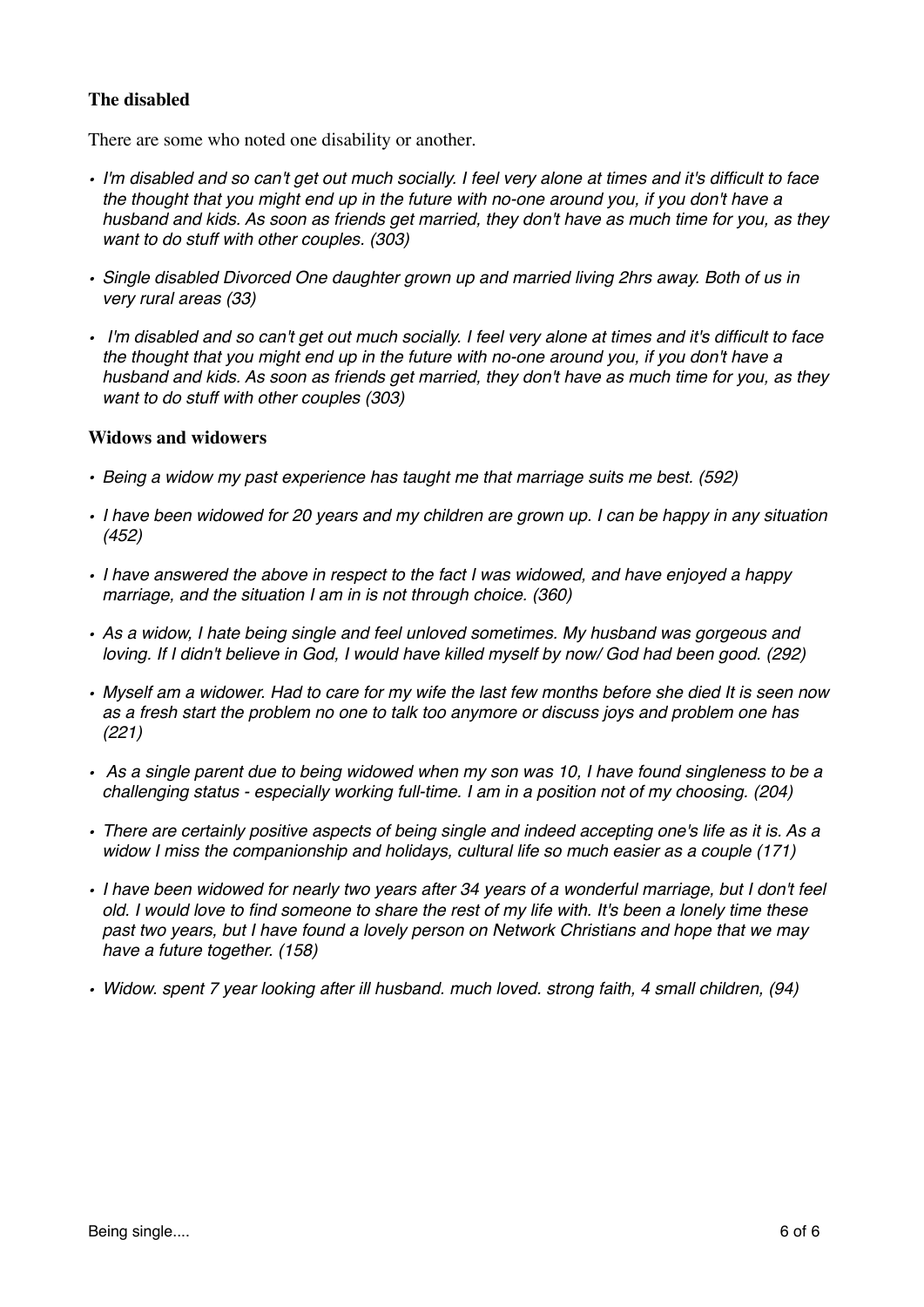### The disabled

There are some who noted one disability or another.

- *I'm disabled and so can't get out much socially. I feel very alone at times and it's difficult to face the thought that you might end up in the future with no-one around you, if you don't have a husband and kids. As soon as friends get married, they don't have as much time for you, as they want to do stuff with other couples. (303)*
- *Single disabled Divorced One daughter grown up and married living 2hrs away. Both of us in very rural areas (33)*
- *I'm disabled and so can't get out much socially. I feel very alone at times and it's difficult to face the thought that you might end up in the future with no-one around you, if you don't have a husband and kids. As soon as friends get married, they don't have as much time for you, as they want to do stuff with other couples (303)*

### Widows and widowers

- *Being a widow my past experience has taught me that marriage suits me best. (592)*
- *I have been widowed for 20 years and my children are grown up. I can be happy in any situation (452)*
- *I have answered the above in respect to the fact I was widowed, and have enjoyed a happy marriage, and the situation I am in is not through choice. (360)*
- *As a widow, I hate being single and feel unloved sometimes. My husband was gorgeous and loving. If I didn't believe in God, I would have killed myself by now/ God had been good. (292)*
- *Myself am a widower. Had to care for my wife the last few months before she died It is seen now as a fresh start the problem no one to talk too anymore or discuss joys and problem one has (221)*
- *As a single parent due to being widowed when my son was 10, I have found singleness to be a challenging status - especially working full-time. I am in a position not of my choosing. (204)*
- *There are certainly positive aspects of being single and indeed accepting one's life as it is. As a widow I miss the companionship and holidays, cultural life so much easier as a couple (171)*
- *I have been widowed for nearly two years after 34 years of a wonderful marriage, but I don't feel old. I would love to find someone to share the rest of my life with. It's been a lonely time these past two years, but I have found a lovely person on Network Christians and hope that we may have a future together. (158)*
- *Widow. spent 7 year looking after ill husband. much loved. strong faith, 4 small children, (94)*